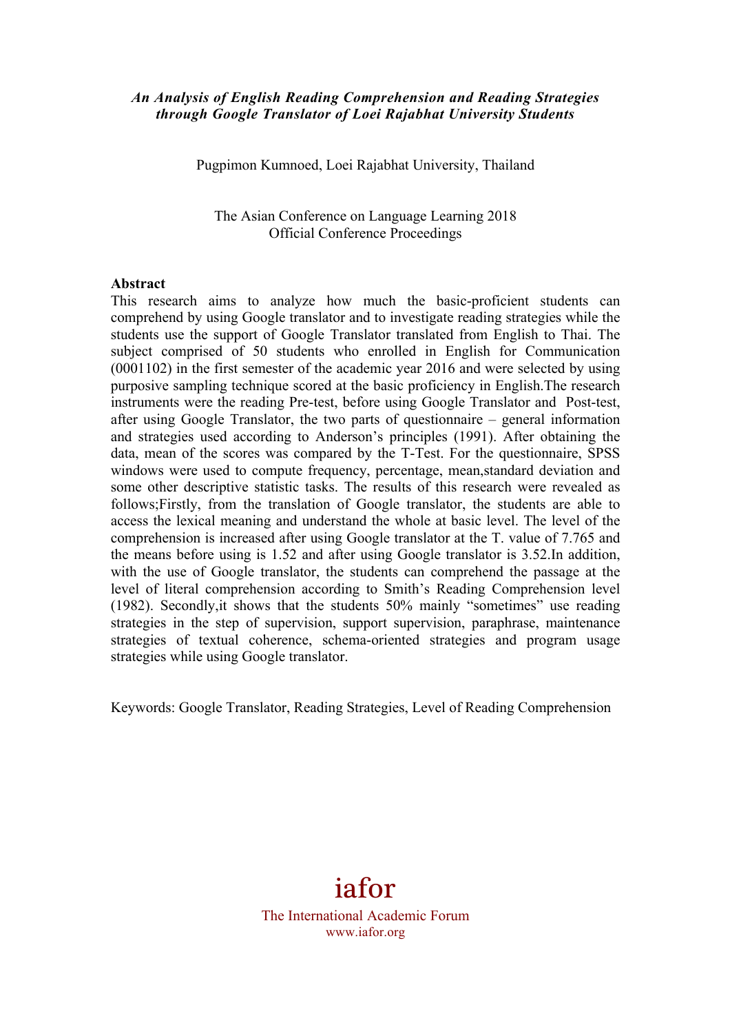***An Analysis of English Reading Comprehension and Reading Strategies through Google Translator of Loei Rajabhat University Students***

Pugpimon Kumnoed, Loei Rajabhat University, Thailand

The Asian Conference on Language Learning 2018
Official Conference Proceedings

**Abstract**

This research aims to analyze how much the basic-proficient students can comprehend by using Google translator and to investigate reading strategies while the students use the support of Google Translator translated from English to Thai. The subject comprised of 50 students who enrolled in English for Communication (0001102) in the first semester of the academic year 2016 and were selected by using purposive sampling technique scored at the basic proficiency in English.The research instruments were the reading Pre-test, before using Google Translator and Post-test, after using Google Translator, the two parts of questionnaire – general information and strategies used according to Anderson's principles (1991). After obtaining the data, mean of the scores was compared by the T-Test. For the questionnaire, SPSS windows were used to compute frequency, percentage, mean,standard deviation and some other descriptive statistic tasks. The results of this research were revealed as follows;Firstly, from the translation of Google translator, the students are able to access the lexical meaning and understand the whole at basic level. The level of the comprehension is increased after using Google translator at the T. value of 7.765 and the means before using is 1.52 and after using Google translator is 3.52.In addition, with the use of Google translator, the students can comprehend the passage at the level of literal comprehension according to Smith's Reading Comprehension level (1982). Secondly,it shows that the students 50% mainly "sometimes" use reading strategies in the step of supervision, support supervision, paraphrase, maintenance strategies of textual coherence, schema-oriented strategies and program usage strategies while using Google translator.

Keywords: Google Translator, Reading Strategies, Level of Reading Comprehension

iafor
The International Academic Forum
www.iafor.org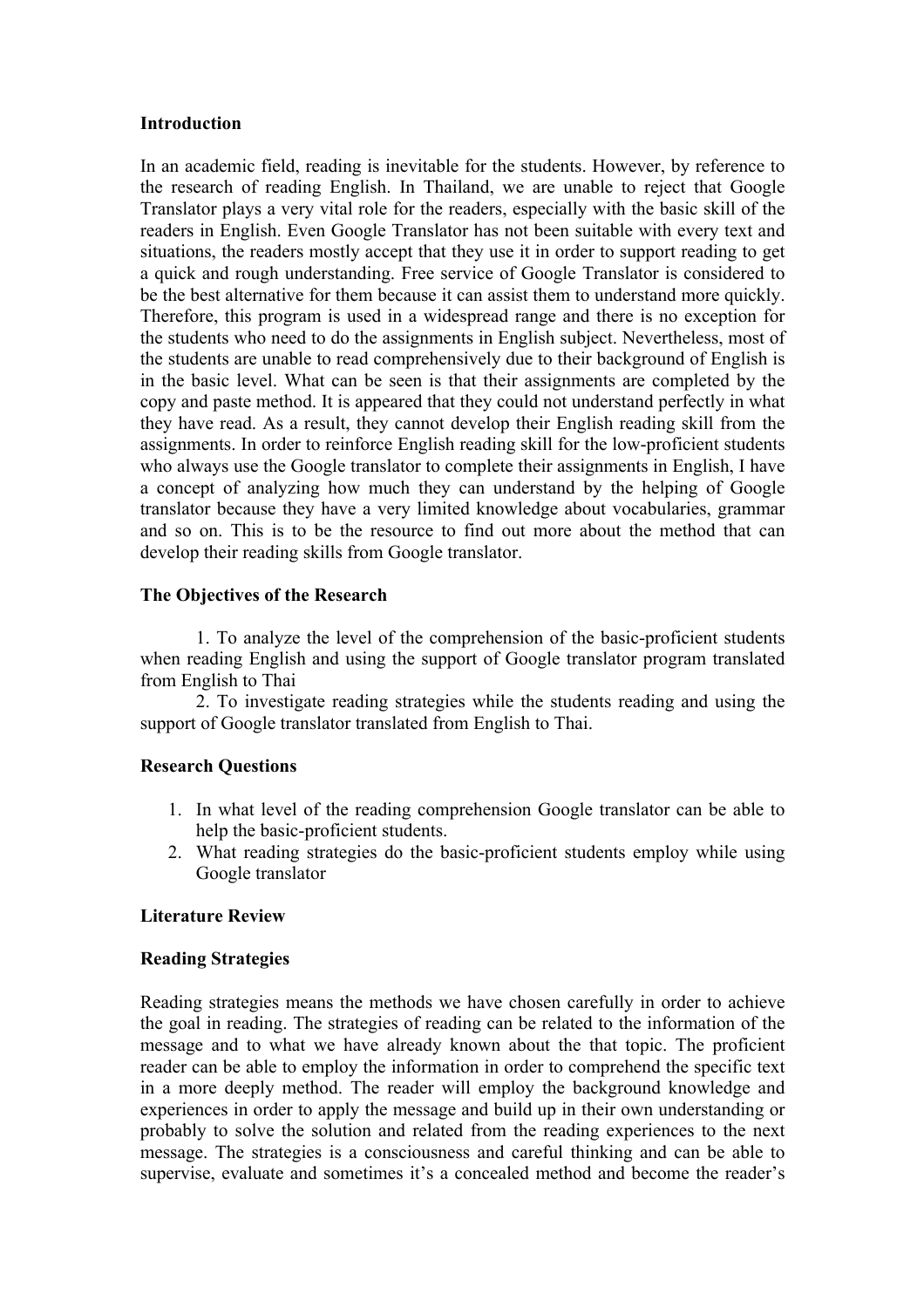**Introduction**

In an academic field, reading is inevitable for the students. However, by reference to the research of reading English. In Thailand, we are unable to reject that Google Translator plays a very vital role for the readers, especially with the basic skill of the readers in English. Even Google Translator has not been suitable with every text and situations, the readers mostly accept that they use it in order to support reading to get a quick and rough understanding. Free service of Google Translator is considered to be the best alternative for them because it can assist them to understand more quickly. Therefore, this program is used in a widespread range and there is no exception for the students who need to do the assignments in English subject. Nevertheless, most of the students are unable to read comprehensively due to their background of English is in the basic level. What can be seen is that their assignments are completed by the copy and paste method. It is appeared that they could not understand perfectly in what they have read. As a result, they cannot develop their English reading skill from the assignments. In order to reinforce English reading skill for the low-proficient students who always use the Google translator to complete their assignments in English, I have a concept of analyzing how much they can understand by the helping of Google translator because they have a very limited knowledge about vocabularies, grammar and so on. This is to be the resource to find out more about the method that can develop their reading skills from Google translator.

**The Objectives of the Research**

1. To analyze the level of the comprehension of the basic-proficient students when reading English and using the support of Google translator program translated from English to Thai
2. To investigate reading strategies while the students reading and using the support of Google translator translated from English to Thai.

**Research Questions**

1. In what level of the reading comprehension Google translator can be able to help the basic-proficient students.
2. What reading strategies do the basic-proficient students employ while using Google translator

**Literature Review**

**Reading Strategies**

Reading strategies means the methods we have chosen carefully in order to achieve the goal in reading. The strategies of reading can be related to the information of the message and to what we have already known about the that topic. The proficient reader can be able to employ the information in order to comprehend the specific text in a more deeply method. The reader will employ the background knowledge and experiences in order to apply the message and build up in their own understanding or probably to solve the solution and related from the reading experiences to the next message. The strategies is a consciousness and careful thinking and can be able to supervise, evaluate and sometimes it's a concealed method and become the reader's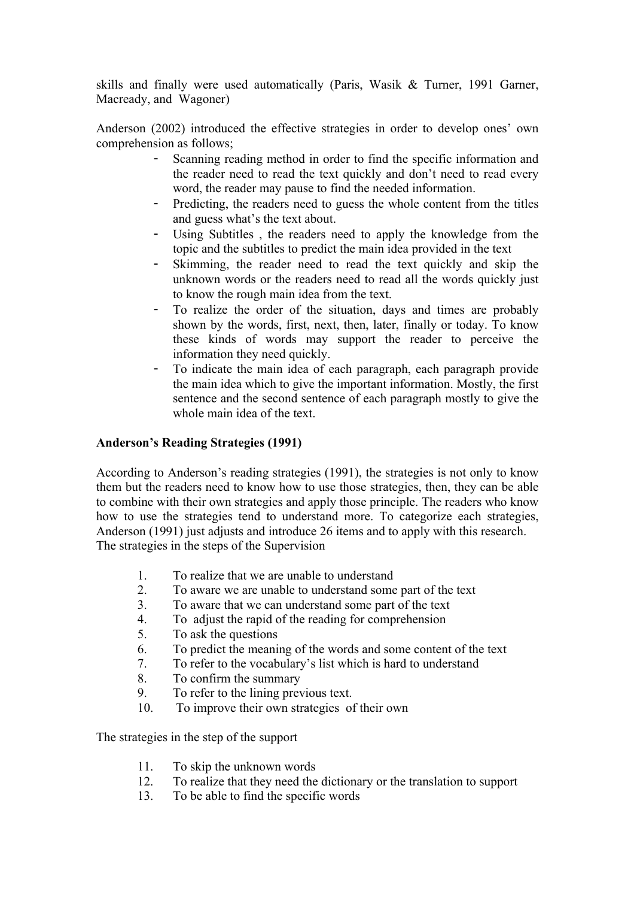skills and finally were used automatically (Paris, Wasik & Turner, 1991 Garner, Macready, and Wagoner)

Anderson (2002) introduced the effective strategies in order to develop ones' own comprehension as follows;

- Scanning reading method in order to find the specific information and the reader need to read the text quickly and don't need to read every word, the reader may pause to find the needed information.
- Predicting, the readers need to guess the whole content from the titles and guess what's the text about.
- Using Subtitles , the readers need to apply the knowledge from the topic and the subtitles to predict the main idea provided in the text
- Skimming, the reader need to read the text quickly and skip the unknown words or the readers need to read all the words quickly just to know the rough main idea from the text.
- To realize the order of the situation, days and times are probably shown by the words, first, next, then, later, finally or today. To know these kinds of words may support the reader to perceive the information they need quickly.
- To indicate the main idea of each paragraph, each paragraph provide the main idea which to give the important information. Mostly, the first sentence and the second sentence of each paragraph mostly to give the whole main idea of the text.

**Anderson's Reading Strategies (1991)**

According to Anderson's reading strategies (1991), the strategies is not only to know them but the readers need to know how to use those strategies, then, they can be able to combine with their own strategies and apply those principle. The readers who know how to use the strategies tend to understand more. To categorize each strategies, Anderson (1991) just adjusts and introduce 26 items and to apply with this research. The strategies in the steps of the Supervision

1. To realize that we are unable to understand
2. To aware we are unable to understand some part of the text
3. To aware that we can understand some part of the text
4. To adjust the rapid of the reading for comprehension
5. To ask the questions
6. To predict the meaning of the words and some content of the text
7. To refer to the vocabulary's list which is hard to understand
8. To confirm the summary
9. To refer to the lining previous text.
10. To improve their own strategies of their own

The strategies in the step of the support

11. To skip the unknown words
12. To realize that they need the dictionary or the translation to support
13. To be able to find the specific words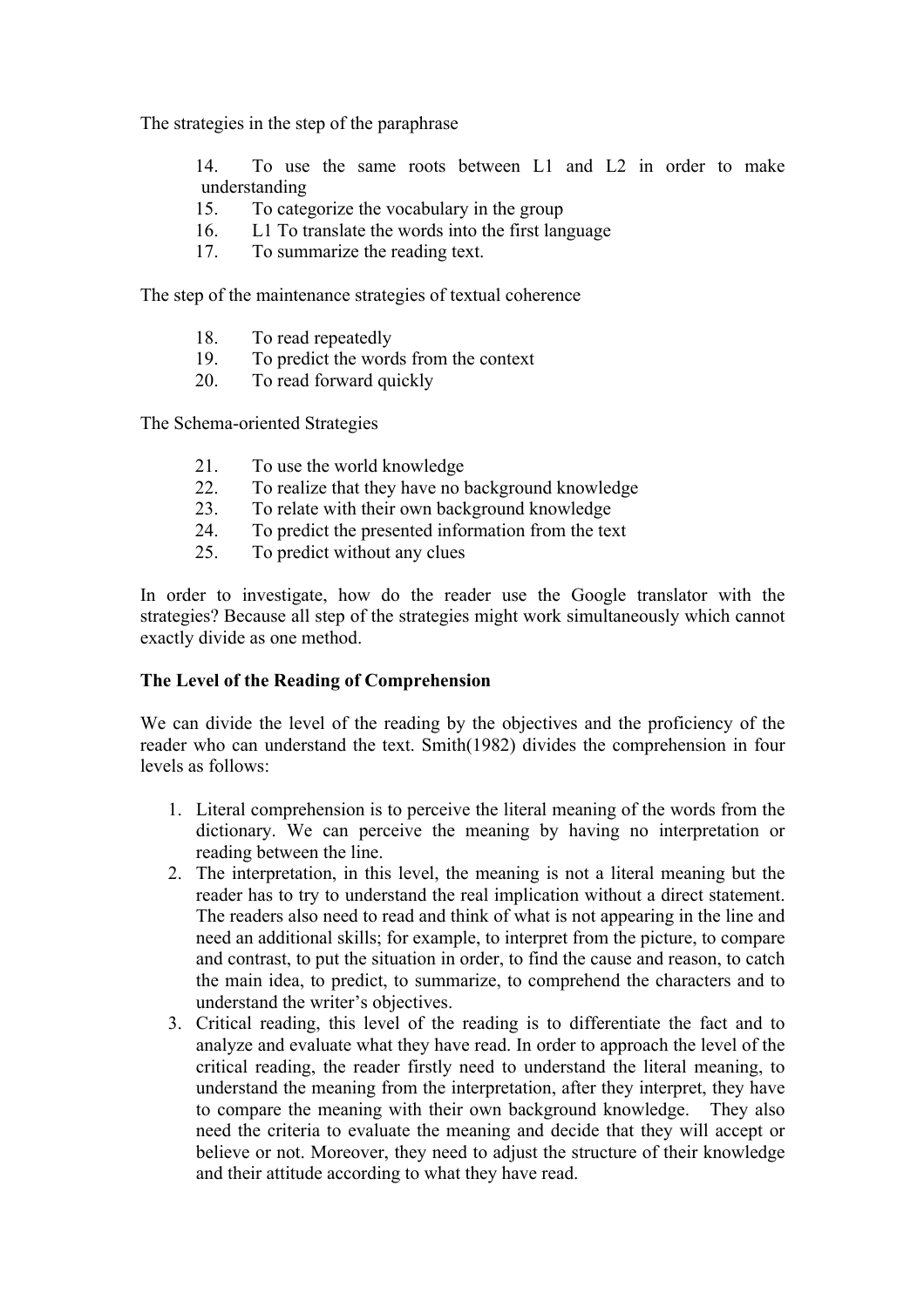The strategies in the step of the paraphrase

14. To use the same roots between L1 and L2 in order to make understanding
15. To categorize the vocabulary in the group
16. L1 To translate the words into the first language
17. To summarize the reading text.

The step of the maintenance strategies of textual coherence

18. To read repeatedly
19. To predict the words from the context
20. To read forward quickly

The Schema-oriented Strategies

21. To use the world knowledge
22. To realize that they have no background knowledge
23. To relate with their own background knowledge
24. To predict the presented information from the text
25. To predict without any clues

In order to investigate, how do the reader use the Google translator with the strategies? Because all step of the strategies might work simultaneously which cannot exactly divide as one method.

**The Level of the Reading of Comprehension**

We can divide the level of the reading by the objectives and the proficiency of the reader who can understand the text. Smith(1982) divides the comprehension in four levels as follows:

1. Literal comprehension is to perceive the literal meaning of the words from the dictionary. We can perceive the meaning by having no interpretation or reading between the line.
2. The interpretation, in this level, the meaning is not a literal meaning but the reader has to try to understand the real implication without a direct statement. The readers also need to read and think of what is not appearing in the line and need an additional skills; for example, to interpret from the picture, to compare and contrast, to put the situation in order, to find the cause and reason, to catch the main idea, to predict, to summarize, to comprehend the characters and to understand the writer's objectives.
3. Critical reading, this level of the reading is to differentiate the fact and to analyze and evaluate what they have read. In order to approach the level of the critical reading, the reader firstly need to understand the literal meaning, to understand the meaning from the interpretation, after they interpret, they have to compare the meaning with their own background knowledge. They also need the criteria to evaluate the meaning and decide that they will accept or believe or not. Moreover, they need to adjust the structure of their knowledge and their attitude according to what they have read.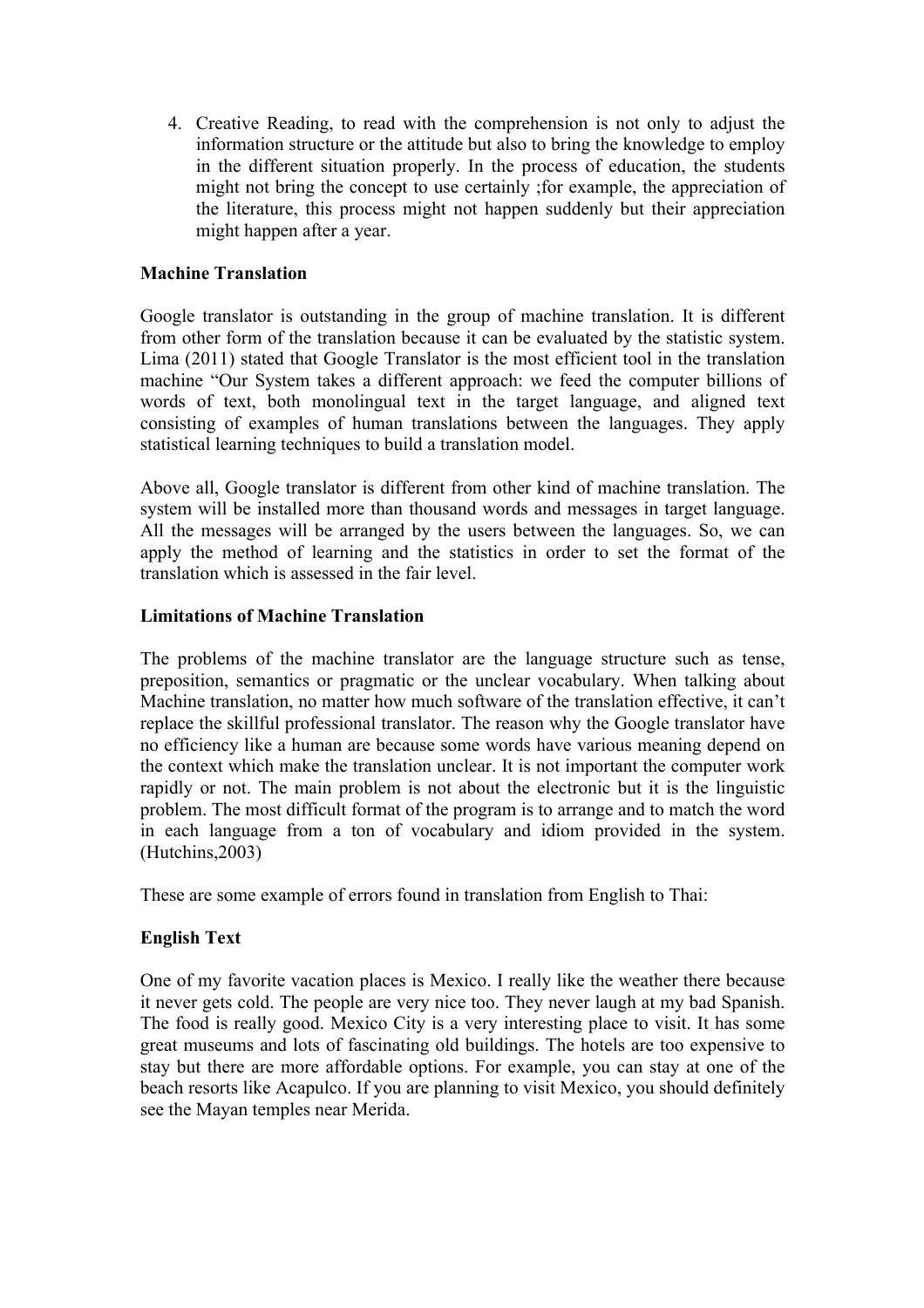4. Creative Reading, to read with the comprehension is not only to adjust the information structure or the attitude but also to bring the knowledge to employ in the different situation properly. In the process of education, the students might not bring the concept to use certainly ;for example, the appreciation of the literature, this process might not happen suddenly but their appreciation might happen after a year.

**Machine Translation**

Google translator is outstanding in the group of machine translation. It is different from other form of the translation because it can be evaluated by the statistic system. Lima (2011) stated that Google Translator is the most efficient tool in the translation machine "Our System takes a different approach: we feed the computer billions of words of text, both monolingual text in the target language, and aligned text consisting of examples of human translations between the languages. They apply statistical learning techniques to build a translation model.

Above all, Google translator is different from other kind of machine translation. The system will be installed more than thousand words and messages in target language. All the messages will be arranged by the users between the languages. So, we can apply the method of learning and the statistics in order to set the format of the translation which is assessed in the fair level.

**Limitations of Machine Translation**

The problems of the machine translator are the language structure such as tense, preposition, semantics or pragmatic or the unclear vocabulary. When talking about Machine translation, no matter how much software of the translation effective, it can't replace the skillful professional translator. The reason why the Google translator have no efficiency like a human are because some words have various meaning depend on the context which make the translation unclear. It is not important the computer work rapidly or not. The main problem is not about the electronic but it is the linguistic problem. The most difficult format of the program is to arrange and to match the word in each language from a ton of vocabulary and idiom provided in the system. (Hutchins,2003)

These are some example of errors found in translation from English to Thai:

**English Text**

One of my favorite vacation places is Mexico. I really like the weather there because it never gets cold. The people are very nice too. They never laugh at my bad Spanish. The food is really good. Mexico City is a very interesting place to visit. It has some great museums and lots of fascinating old buildings. The hotels are too expensive to stay but there are more affordable options. For example, you can stay at one of the beach resorts like Acapulco. If you are planning to visit Mexico, you should definitely see the Mayan temples near Merida.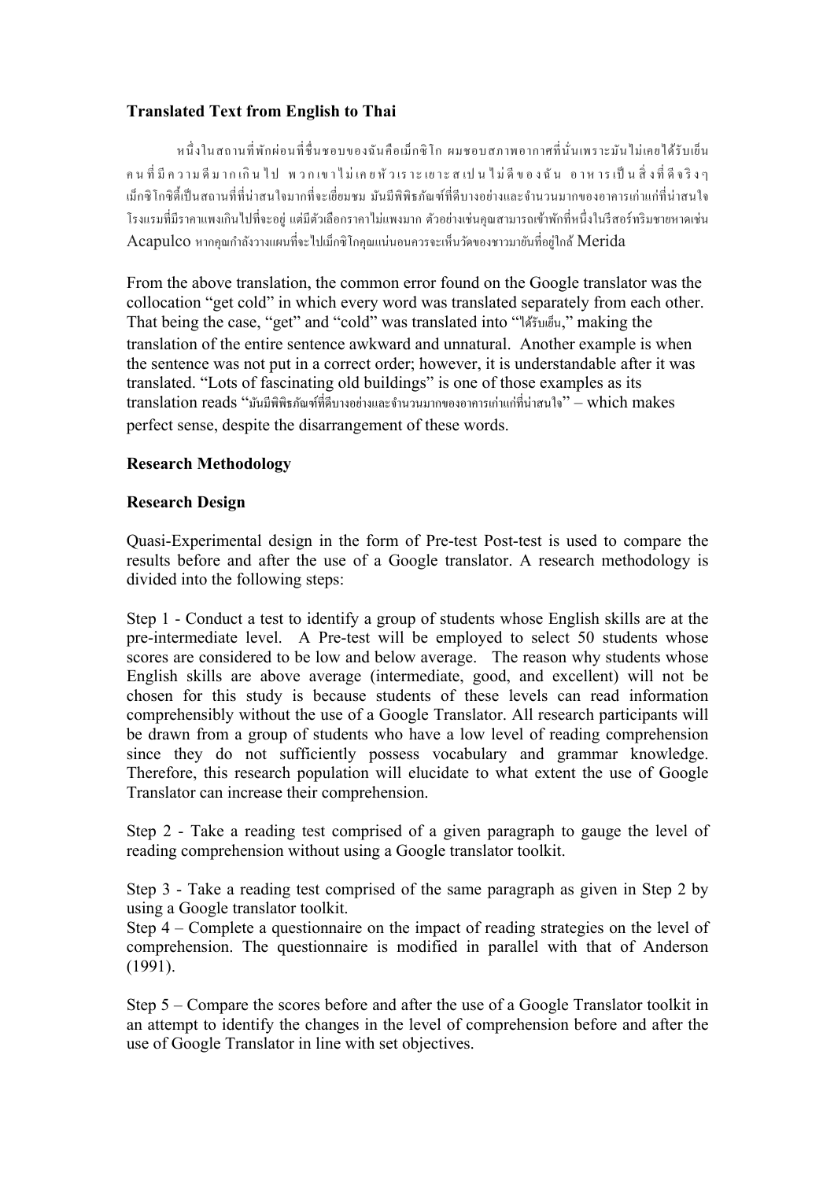**Translated Text from English to Thai**

หนึ่งในสถานที่พักผ่อนที่ชื่นชอบของฉันคือเม็กซิโก ผมชอบสภาพอากาศที่นั่นเพราะมันไม่เคยได้รับเย็น คนที่มีความดีมากเกินไป พวกเขาไม่เคยหัวเราะเยาะสเปนไม่ดีของฉัน อาหารเป็นสิ่งที่ดีจริงๆ เม็กซิโกซิตี้เป็นสถานที่ที่น่าสนใจมากที่จะเยี่ยมชม มันมีพิพิธภัณฑ์ที่ดีบางอย่างและจำนวนมากของอาคารเก่าแก่ที่น่าสนใจ โรงแรมที่มีราคาแพงเกินไปที่จะอยู่ แต่มีตัวเลือกราคาไม่แพงมาก ตัวอย่างเช่นคุณสามารถเข้าพักที่หนึ่งในรีสอร์ทริมชายหาดเช่น Acapulco หากคุณกำลังวางแผนที่จะไปเม็กซิโกคุณแน่นอนควรจะเห็นวัดของชาวมายันที่อยู่ใกล้ Merida

From the above translation, the common error found on the Google translator was the collocation "get cold" in which every word was translated separately from each other. That being the case, "get" and "cold" was translated into "ได้รับเย็น," making the translation of the entire sentence awkward and unnatural. Another example is when the sentence was not put in a correct order; however, it is understandable after it was translated. "Lots of fascinating old buildings" is one of those examples as its translation reads "มันมีพิพิธภัณฑ์ที่ดีบางอย่างและจำนวนมากของอาคารเก่าแก่ที่น่าสนใจ" – which makes perfect sense, despite the disarrangement of these words.

**Research Methodology**

**Research Design**

Quasi-Experimental design in the form of Pre-test Post-test is used to compare the results before and after the use of a Google translator. A research methodology is divided into the following steps:

Step 1 - Conduct a test to identify a group of students whose English skills are at the pre-intermediate level. A Pre-test will be employed to select 50 students whose scores are considered to be low and below average. The reason why students whose English skills are above average (intermediate, good, and excellent) will not be chosen for this study is because students of these levels can read information comprehensibly without the use of a Google Translator. All research participants will be drawn from a group of students who have a low level of reading comprehension since they do not sufficiently possess vocabulary and grammar knowledge. Therefore, this research population will elucidate to what extent the use of Google Translator can increase their comprehension.

Step 2 - Take a reading test comprised of a given paragraph to gauge the level of reading comprehension without using a Google translator toolkit.

Step 3 - Take a reading test comprised of the same paragraph as given in Step 2 by using a Google translator toolkit.

Step 4 – Complete a questionnaire on the impact of reading strategies on the level of comprehension. The questionnaire is modified in parallel with that of Anderson (1991).

Step 5 – Compare the scores before and after the use of a Google Translator toolkit in an attempt to identify the changes in the level of comprehension before and after the use of Google Translator in line with set objectives.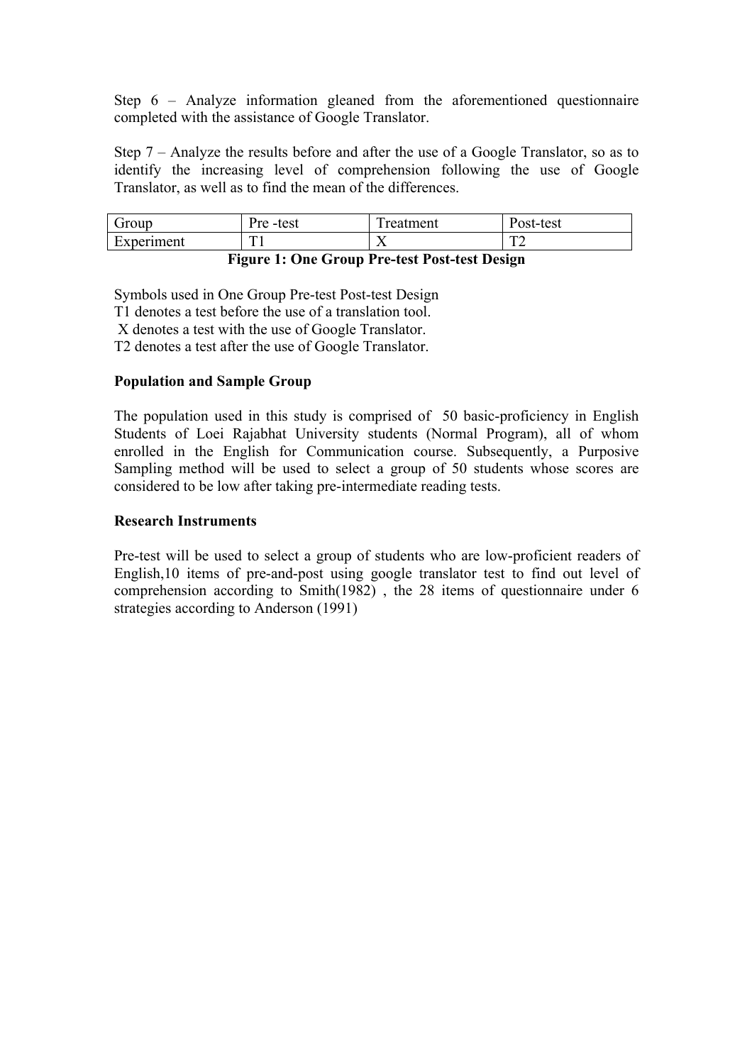Step 6 – Analyze information gleaned from the aforementioned questionnaire completed with the assistance of Google Translator.

Step 7 – Analyze the results before and after the use of a Google Translator, so as to identify the increasing level of comprehension following the use of Google Translator, as well as to find the mean of the differences.

| Group | Pre -test | Treatment | Post-test |
|---|---|---|---|
| Experiment | T1 | X | T2 |

**Figure 1: One Group Pre-test Post-test Design**

Symbols used in One Group Pre-test Post-test Design
T1 denotes a test before the use of a translation tool.
X denotes a test with the use of Google Translator.
T2 denotes a test after the use of Google Translator.

**Population and Sample Group**

The population used in this study is comprised of 50 basic-proficiency in English Students of Loei Rajabhat University students (Normal Program), all of whom enrolled in the English for Communication course. Subsequently, a Purposive Sampling method will be used to select a group of 50 students whose scores are considered to be low after taking pre-intermediate reading tests.

**Research Instruments**

Pre-test will be used to select a group of students who are low-proficient readers of English,10 items of pre-and-post using google translator test to find out level of comprehension according to Smith(1982) , the 28 items of questionnaire under 6 strategies according to Anderson (1991)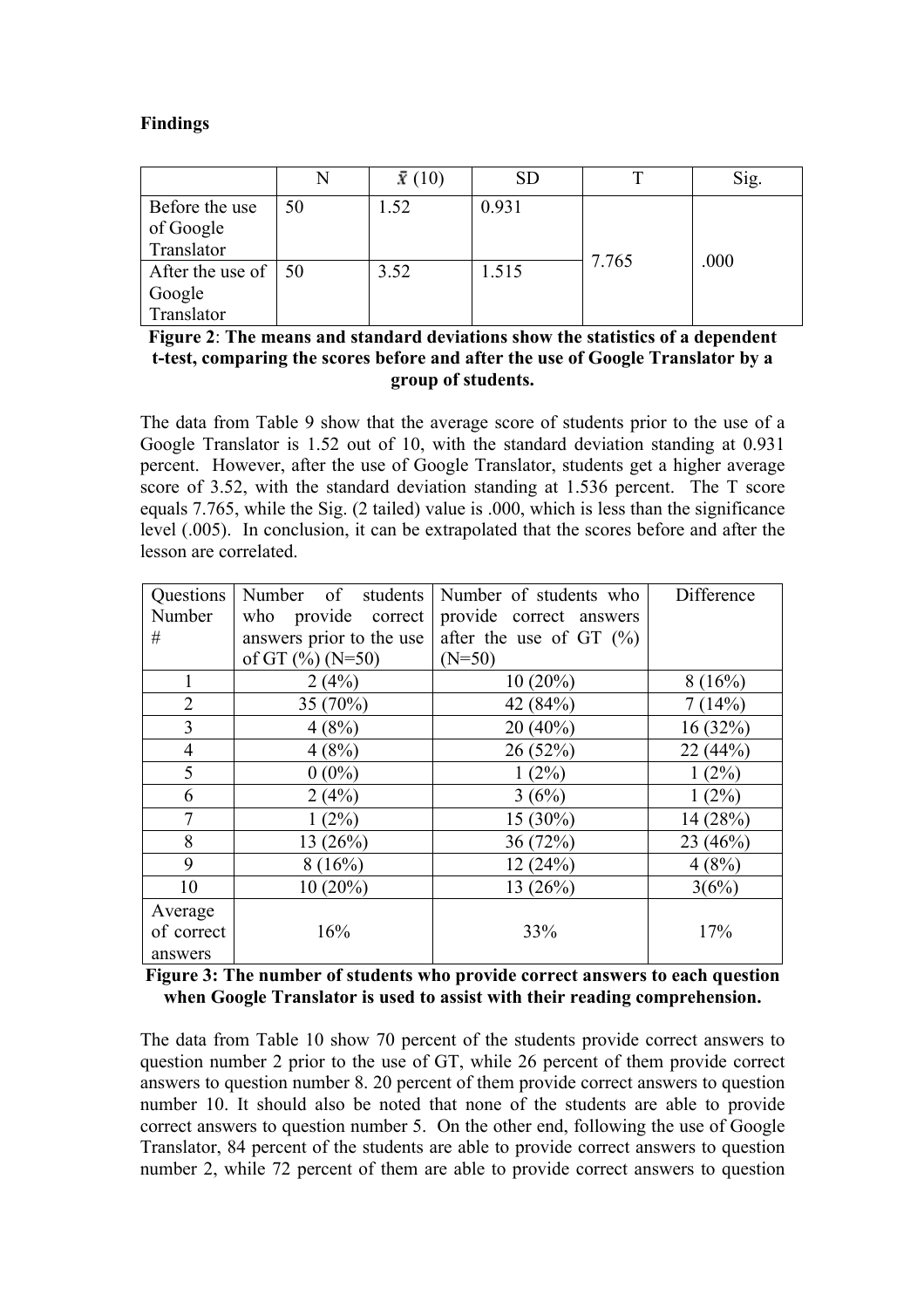**Findings**

| | N | $\bar{x}$ (10) | SD | T | Sig. |
|---|---|---|---|---|---|
| Before the use of Google Translator | 50 | 1.52 | 0.931 | 7.765 | .000 |
| After the use of Google Translator | 50 | 3.52 | 1.515 | | |

**Figure 2**: **The means and standard deviations show the statistics of a dependent t-test, comparing the scores before and after the use of Google Translator by a group of students.**

The data from Table 9 show that the average score of students prior to the use of a Google Translator is 1.52 out of 10, with the standard deviation standing at 0.931 percent. However, after the use of Google Translator, students get a higher average score of 3.52, with the standard deviation standing at 1.536 percent. The T score equals 7.765, while the Sig. (2 tailed) value is .000, which is less than the significance level (.005). In conclusion, it can be extrapolated that the scores before and after the lesson are correlated.

| Questions Number # | Number of students who provide correct answers prior to the use of GT (%) (N=50) | Number of students who provide correct answers after the use of GT (%) (N=50) | Difference |
|---|---|---|---|
| 1 | 2 (4%) | 10 (20%) | 8 (16%) |
| 2 | 35 (70%) | 42 (84%) | 7 (14%) |
| 3 | 4 (8%) | 20 (40%) | 16 (32%) |
| 4 | 4 (8%) | 26 (52%) | 22 (44%) |
| 5 | 0 (0%) | 1 (2%) | 1 (2%) |
| 6 | 2 (4%) | 3 (6%) | 1 (2%) |
| 7 | 1 (2%) | 15 (30%) | 14 (28%) |
| 8 | 13 (26%) | 36 (72%) | 23 (46%) |
| 9 | 8 (16%) | 12 (24%) | 4 (8%) |
| 10 | 10 (20%) | 13 (26%) | 3(6%) |
| Average of correct answers | 16% | 33% | 17% |

**Figure 3: The number of students who provide correct answers to each question when Google Translator is used to assist with their reading comprehension.**

The data from Table 10 show 70 percent of the students provide correct answers to question number 2 prior to the use of GT, while 26 percent of them provide correct answers to question number 8. 20 percent of them provide correct answers to question number 10. It should also be noted that none of the students are able to provide correct answers to question number 5. On the other end, following the use of Google Translator, 84 percent of the students are able to provide correct answers to question number 2, while 72 percent of them are able to provide correct answers to question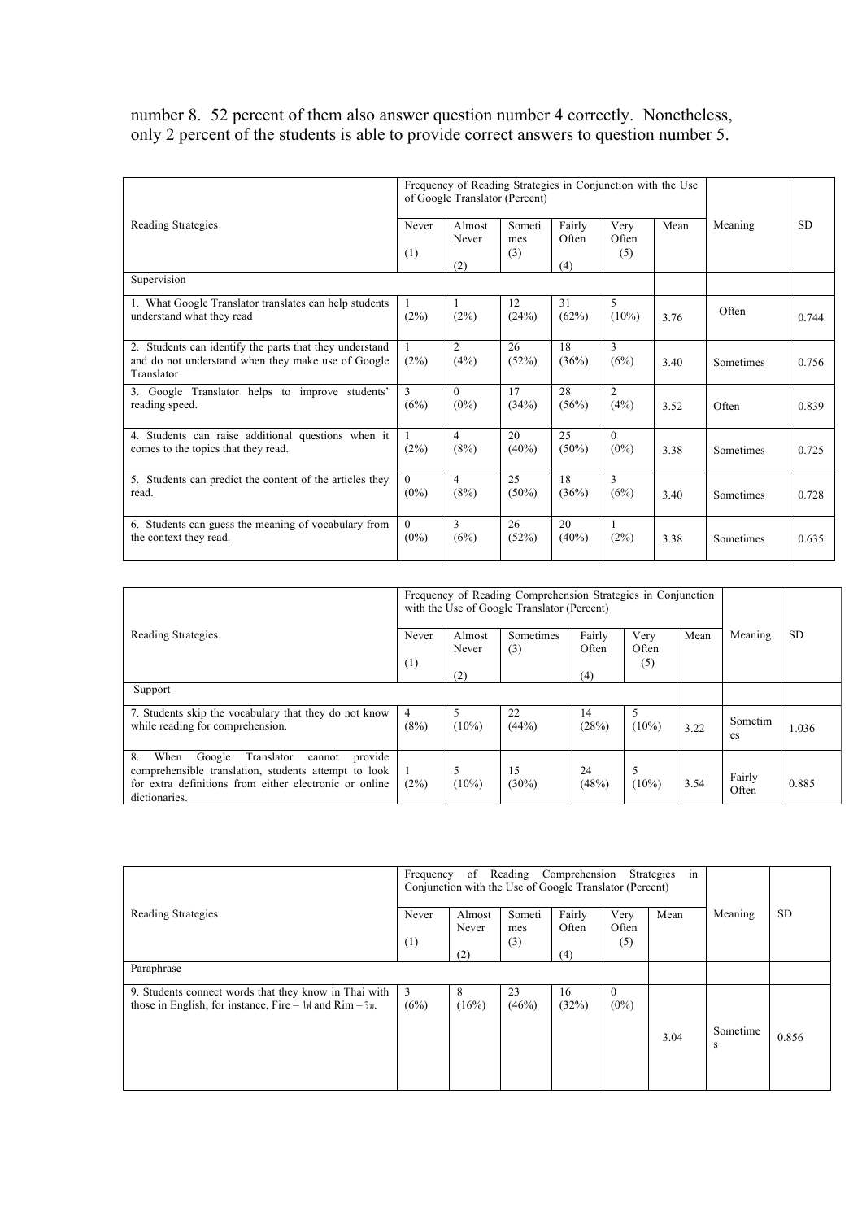number 8. 52 percent of them also answer question number 4 correctly. Nonetheless, only 2 percent of the students is able to provide correct answers to question number 5.

| Reading Strategies | Frequency of Reading Strategies in Conjunction with the Use of Google Translator (Percent) | | | | | | Meaning | SD |
|---|---|---|---|---|---|---|---|---|
| | Never (1) | Almost Never (2) | Sometimes (3) | Fairly Often (4) | Very Often (5) | Mean | | |
| Supervision | | | | | | | | |
| 1. What Google Translator translates can help students understand what they read | 1 (2%) | 1 (2%) | 12 (24%) | 31 (62%) | 5 (10%) | 3.76 | Often | 0.744 |
| 2. Students can identify the parts that they understand and do not understand when they make use of Google Translator | 1 (2%) | 2 (4%) | 26 (52%) | 18 (36%) | 3 (6%) | 3.40 | Sometimes | 0.756 |
| 3. Google Translator helps to improve students' reading speed. | 3 (6%) | 0 (0%) | 17 (34%) | 28 (56%) | 2 (4%) | 3.52 | Often | 0.839 |
| 4. Students can raise additional questions when it comes to the topics that they read. | 1 (2%) | 4 (8%) | 20 (40%) | 25 (50%) | 0 (0%) | 3.38 | Sometimes | 0.725 |
| 5. Students can predict the content of the articles they read. | 0 (0%) | 4 (8%) | 25 (50%) | 18 (36%) | 3 (6%) | 3.40 | Sometimes | 0.728 |
| 6. Students can guess the meaning of vocabulary from the context they read. | 0 (0%) | 3 (6%) | 26 (52%) | 20 (40%) | 1 (2%) | 3.38 | Sometimes | 0.635 |

| Reading Strategies | Frequency of Reading Comprehension Strategies in Conjunction with the Use of Google Translator (Percent) | | | | | | Meaning | SD |
|---|---|---|---|---|---|---|---|---|
| | Never (1) | Almost Never (2) | Sometimes (3) | Fairly Often (4) | Very Often (5) | Mean | | |
| Support | | | | | | | | |
| 7. Students skip the vocabulary that they do not know while reading for comprehension. | 4 (8%) | 5 (10%) | 22 (44%) | 14 (28%) | 5 (10%) | 3.22 | Sometimes | 1.036 |
| 8. When Google Translator cannot provide comprehensible translation, students attempt to look for extra definitions from either electronic or online dictionaries. | 1 (2%) | 5 (10%) | 15 (30%) | 24 (48%) | 5 (10%) | 3.54 | Fairly Often | 0.885 |

| Reading Strategies | Frequency of Reading Comprehension Strategies in Conjunction with the Use of Google Translator (Percent) | | | | | | Meaning | SD |
|---|---|---|---|---|---|---|---|---|
| | Never (1) | Almost Never (2) | Sometimes (3) | Fairly Often (4) | Very Often (5) | Mean | | |
| Paraphrase | | | | | | | | |
| 9. Students connect words that they know in Thai with those in English; for instance, Fire – ไฟ and Rim – ริม. | 3 (6%) | 8 (16%) | 23 (46%) | 16 (32%) | 0 (0%) | 3.04 | Sometimes | 0.856 |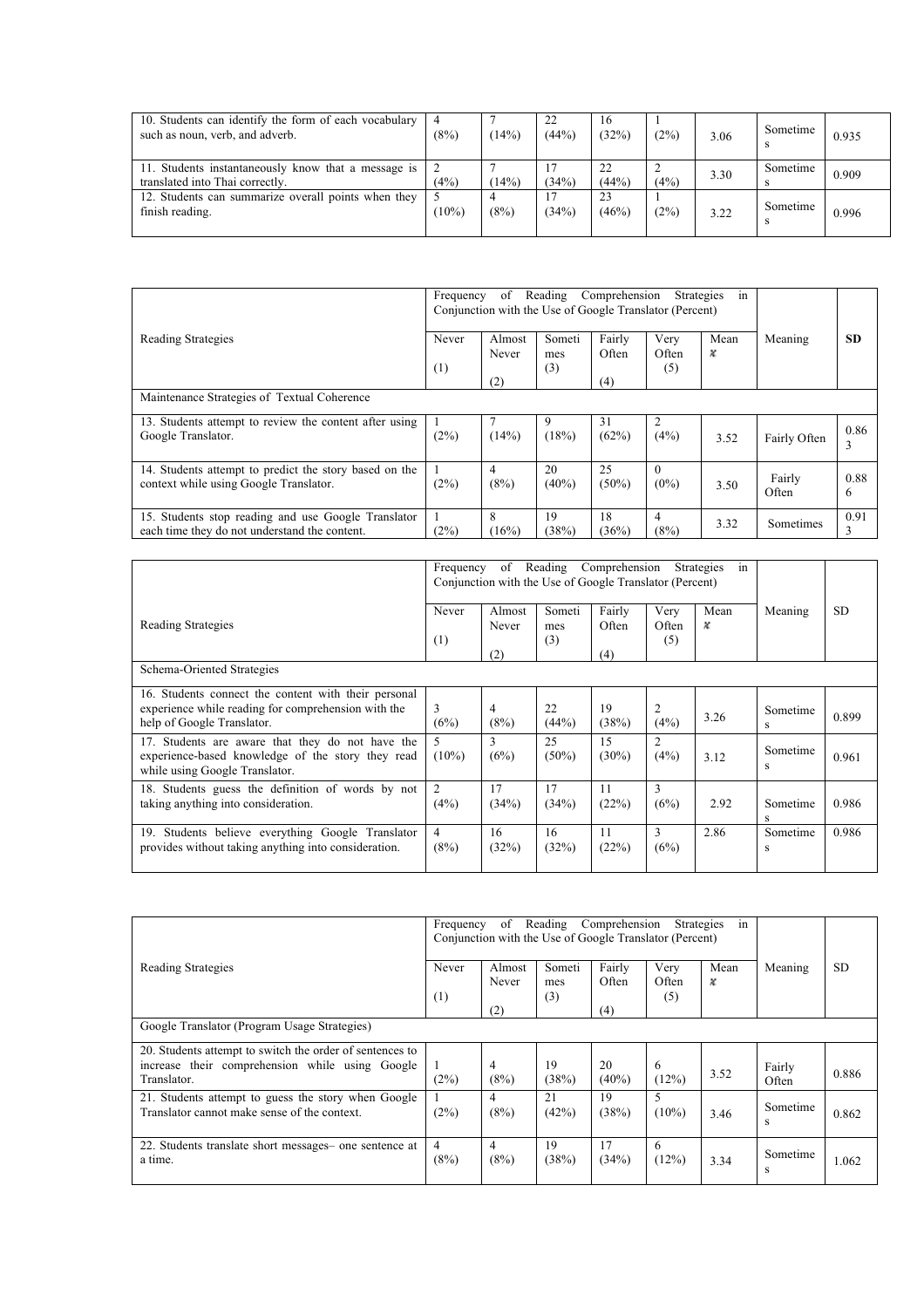| 10. Students can identify the form of each vocabulary such as noun, verb, and adverb. | 4 (8%) | 7 (14%) | 22 (44%) | 16 (32%) | 1 (2%) | 3.06 | Sometimes | 0.935 |
|---|---|---|---|---|---|---|---|---|
| 11. Students instantaneously know that a message is translated into Thai correctly. | 2 (4%) | 7 (14%) | 17 (34%) | 22 (44%) | 2 (4%) | 3.30 | Sometimes | 0.909 |
| 12. Students can summarize overall points when they finish reading. | 5 (10%) | 4 (8%) | 17 (34%) | 23 (46%) | 1 (2%) | 3.22 | Sometimes | 0.996 |

| Reading Strategies | Frequency of Reading Comprehension Strategies in Conjunction with the Use of Google Translator (Percent) | | | | | | Meaning | SD |
|---|---|---|---|---|---|---|---|---|
| | Never (1) | Almost Never (2) | Sometimes (3) | Fairly Often (4) | Very Often (5) | Mean $\bar{x}$ | | |
| Maintenance Strategies of Textual Coherence | | | | | | | | |
| 13. Students attempt to review the content after using Google Translator. | 1 (2%) | 7 (14%) | 9 (18%) | 31 (62%) | 2 (4%) | 3.52 | Fairly Often | 0.863 |
| 14. Students attempt to predict the story based on the context while using Google Translator. | 1 (2%) | 4 (8%) | 20 (40%) | 25 (50%) | 0 (0%) | 3.50 | Fairly Often | 0.886 |
| 15. Students stop reading and use Google Translator each time they do not understand the content. | 1 (2%) | 8 (16%) | 19 (38%) | 18 (36%) | 4 (8%) | 3.32 | Sometimes | 0.913 |

| Reading Strategies | Frequency of Reading Comprehension Strategies in Conjunction with the Use of Google Translator (Percent) | | | | | | Meaning | SD |
|---|---|---|---|---|---|---|---|---|
| | Never (1) | Almost Never (2) | Sometimes (3) | Fairly Often (4) | Very Often (5) | Mean $\bar{x}$ | | |
| Schema-Oriented Strategies | | | | | | | | |
| 16. Students connect the content with their personal experience while reading for comprehension with the help of Google Translator. | 3 (6%) | 4 (8%) | 22 (44%) | 19 (38%) | 2 (4%) | 3.26 | Sometimes | 0.899 |
| 17. Students are aware that they do not have the experience-based knowledge of the story they read while using Google Translator. | 5 (10%) | 3 (6%) | 25 (50%) | 15 (30%) | 2 (4%) | 3.12 | Sometimes | 0.961 |
| 18. Students guess the definition of words by not taking anything into consideration. | 2 (4%) | 17 (34%) | 17 (34%) | 11 (22%) | 3 (6%) | 2.92 | Sometimes | 0.986 |
| 19. Students believe everything Google Translator provides without taking anything into consideration. | 4 (8%) | 16 (32%) | 16 (32%) | 11 (22%) | 3 (6%) | 2.86 | Sometimes | 0.986 |

| Reading Strategies | Frequency of Reading Comprehension Strategies in Conjunction with the Use of Google Translator (Percent) | | | | | | Meaning | SD |
|---|---|---|---|---|---|---|---|---|
| | Never (1) | Almost Never (2) | Sometimes (3) | Fairly Often (4) | Very Often (5) | Mean $\bar{x}$ | | |
| Google Translator (Program Usage Strategies) | | | | | | | | |
| 20. Students attempt to switch the order of sentences to increase their comprehension while using Google Translator. | 1 (2%) | 4 (8%) | 19 (38%) | 20 (40%) | 6 (12%) | 3.52 | Fairly Often | 0.886 |
| 21. Students attempt to guess the story when Google Translator cannot make sense of the context. | 1 (2%) | 4 (8%) | 21 (42%) | 19 (38%) | 5 (10%) | 3.46 | Sometimes | 0.862 |
| 22. Students translate short messages– one sentence at a time. | 4 (8%) | 4 (8%) | 19 (38%) | 17 (34%) | 6 (12%) | 3.34 | Sometimes | 1.062 |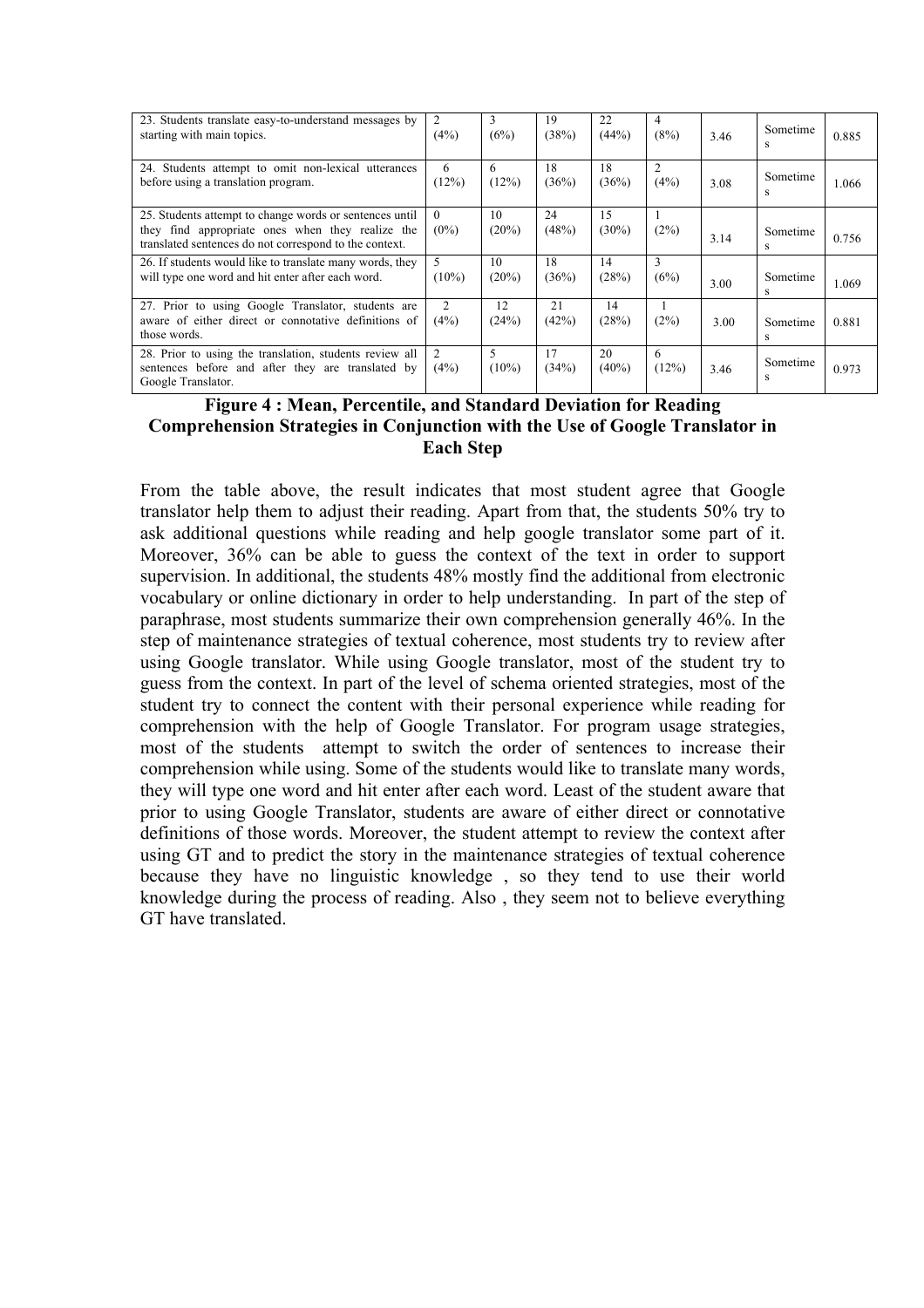| | | | | | | | | |
|---|---|---|---|---|---|---|---|---|
| 23. Students translate easy-to-understand messages by starting with main topics. | 2 (4%) | 3 (6%) | 19 (38%) | 22 (44%) | 4 (8%) | 3.46 | Sometimes | 0.885 |
| 24. Students attempt to omit non-lexical utterances before using a translation program. | 6 (12%) | 6 (12%) | 18 (36%) | 18 (36%) | 2 (4%) | 3.08 | Sometimes | 1.066 |
| 25. Students attempt to change words or sentences until they find appropriate ones when they realize the translated sentences do not correspond to the context. | 0 (0%) | 10 (20%) | 24 (48%) | 15 (30%) | 1 (2%) | 3.14 | Sometimes | 0.756 |
| 26. If students would like to translate many words, they will type one word and hit enter after each word. | 5 (10%) | 10 (20%) | 18 (36%) | 14 (28%) | 3 (6%) | 3.00 | Sometimes | 1.069 |
| 27. Prior to using Google Translator, students are aware of either direct or connotative definitions of those words. | 2 (4%) | 12 (24%) | 21 (42%) | 14 (28%) | 1 (2%) | 3.00 | Sometimes | 0.881 |
| 28. Prior to using the translation, students review all sentences before and after they are translated by Google Translator. | 2 (4%) | 5 (10%) | 17 (34%) | 20 (40%) | 6 (12%) | 3.46 | Sometimes | 0.973 |

**Figure 4 : Mean, Percentile, and Standard Deviation for Reading Comprehension Strategies in Conjunction with the Use of Google Translator in Each Step**

From the table above, the result indicates that most student agree that Google translator help them to adjust their reading. Apart from that, the students 50% try to ask additional questions while reading and help google translator some part of it. Moreover, 36% can be able to guess the context of the text in order to support supervision. In additional, the students 48% mostly find the additional from electronic vocabulary or online dictionary in order to help understanding. In part of the step of paraphrase, most students summarize their own comprehension generally 46%. In the step of maintenance strategies of textual coherence, most students try to review after using Google translator. While using Google translator, most of the student try to guess from the context. In part of the level of schema oriented strategies, most of the student try to connect the content with their personal experience while reading for comprehension with the help of Google Translator. For program usage strategies, most of the students attempt to switch the order of sentences to increase their comprehension while using. Some of the students would like to translate many words, they will type one word and hit enter after each word. Least of the student aware that prior to using Google Translator, students are aware of either direct or connotative definitions of those words. Moreover, the student attempt to review the context after using GT and to predict the story in the maintenance strategies of textual coherence because they have no linguistic knowledge , so they tend to use their world knowledge during the process of reading. Also , they seem not to believe everything GT have translated.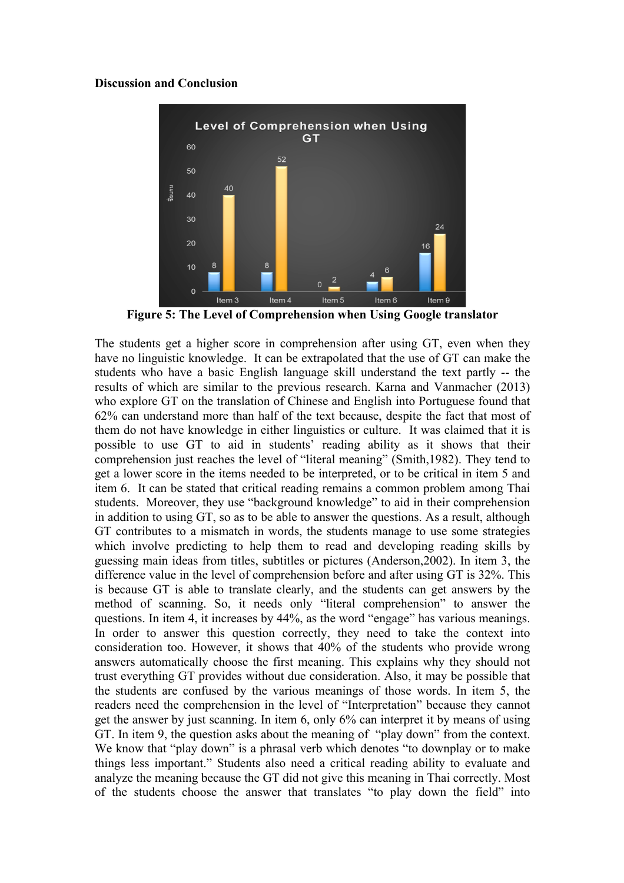**Discussion and Conclusion**

**Figure 5: The Level of Comprehension when Using Google translator**

The students get a higher score in comprehension after using GT, even when they have no linguistic knowledge. It can be extrapolated that the use of GT can make the students who have a basic English language skill understand the text partly -- the results of which are similar to the previous research. Karna and Vanmacher (2013) who explore GT on the translation of Chinese and English into Portuguese found that 62% can understand more than half of the text because, despite the fact that most of them do not have knowledge in either linguistics or culture. It was claimed that it is possible to use GT to aid in students' reading ability as it shows that their comprehension just reaches the level of "literal meaning" (Smith,1982). They tend to get a lower score in the items needed to be interpreted, or to be critical in item 5 and item 6. It can be stated that critical reading remains a common problem among Thai students. Moreover, they use "background knowledge" to aid in their comprehension in addition to using GT, so as to be able to answer the questions. As a result, although GT contributes to a mismatch in words, the students manage to use some strategies which involve predicting to help them to read and developing reading skills by guessing main ideas from titles, subtitles or pictures (Anderson,2002). In item 3, the difference value in the level of comprehension before and after using GT is 32%. This is because GT is able to translate clearly, and the students can get answers by the method of scanning. So, it needs only "literal comprehension" to answer the questions. In item 4, it increases by 44%, as the word "engage" has various meanings. In order to answer this question correctly, they need to take the context into consideration too. However, it shows that 40% of the students who provide wrong answers automatically choose the first meaning. This explains why they should not trust everything GT provides without due consideration. Also, it may be possible that the students are confused by the various meanings of those words. In item 5, the readers need the comprehension in the level of "Interpretation" because they cannot get the answer by just scanning. In item 6, only 6% can interpret it by means of using GT. In item 9, the question asks about the meaning of "play down" from the context. We know that "play down" is a phrasal verb which denotes "to downplay or to make things less important." Students also need a critical reading ability to evaluate and analyze the meaning because the GT did not give this meaning in Thai correctly. Most of the students choose the answer that translates "to play down the field" into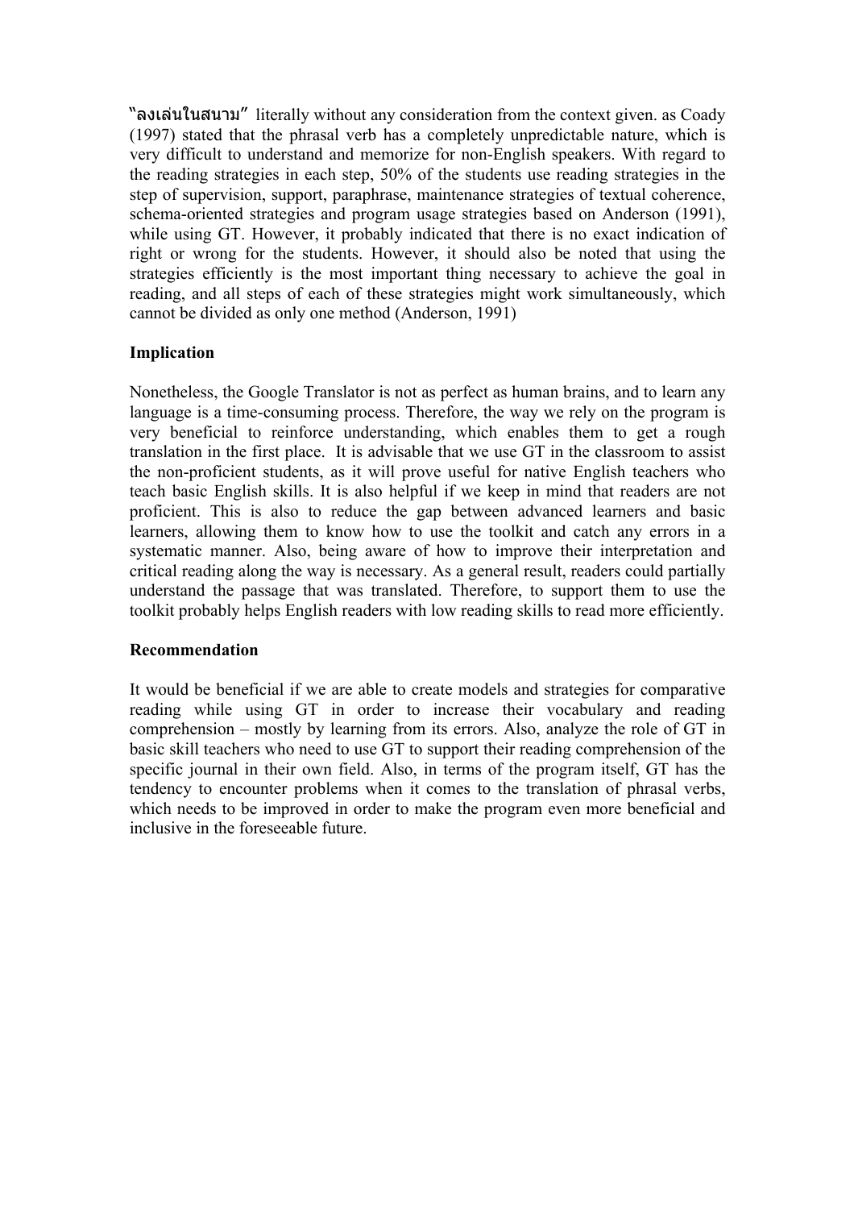"ลงเล่นในสนาม" literally without any consideration from the context given. as Coady (1997) stated that the phrasal verb has a completely unpredictable nature, which is very difficult to understand and memorize for non-English speakers. With regard to the reading strategies in each step, 50% of the students use reading strategies in the step of supervision, support, paraphrase, maintenance strategies of textual coherence, schema-oriented strategies and program usage strategies based on Anderson (1991), while using GT. However, it probably indicated that there is no exact indication of right or wrong for the students. However, it should also be noted that using the strategies efficiently is the most important thing necessary to achieve the goal in reading, and all steps of each of these strategies might work simultaneously, which cannot be divided as only one method (Anderson, 1991)

**Implication**

Nonetheless, the Google Translator is not as perfect as human brains, and to learn any language is a time-consuming process. Therefore, the way we rely on the program is very beneficial to reinforce understanding, which enables them to get a rough translation in the first place. It is advisable that we use GT in the classroom to assist the non-proficient students, as it will prove useful for native English teachers who teach basic English skills. It is also helpful if we keep in mind that readers are not proficient. This is also to reduce the gap between advanced learners and basic learners, allowing them to know how to use the toolkit and catch any errors in a systematic manner. Also, being aware of how to improve their interpretation and critical reading along the way is necessary. As a general result, readers could partially understand the passage that was translated. Therefore, to support them to use the toolkit probably helps English readers with low reading skills to read more efficiently.

**Recommendation**

It would be beneficial if we are able to create models and strategies for comparative reading while using GT in order to increase their vocabulary and reading comprehension – mostly by learning from its errors. Also, analyze the role of GT in basic skill teachers who need to use GT to support their reading comprehension of the specific journal in their own field. Also, in terms of the program itself, GT has the tendency to encounter problems when it comes to the translation of phrasal verbs, which needs to be improved in order to make the program even more beneficial and inclusive in the foreseeable future.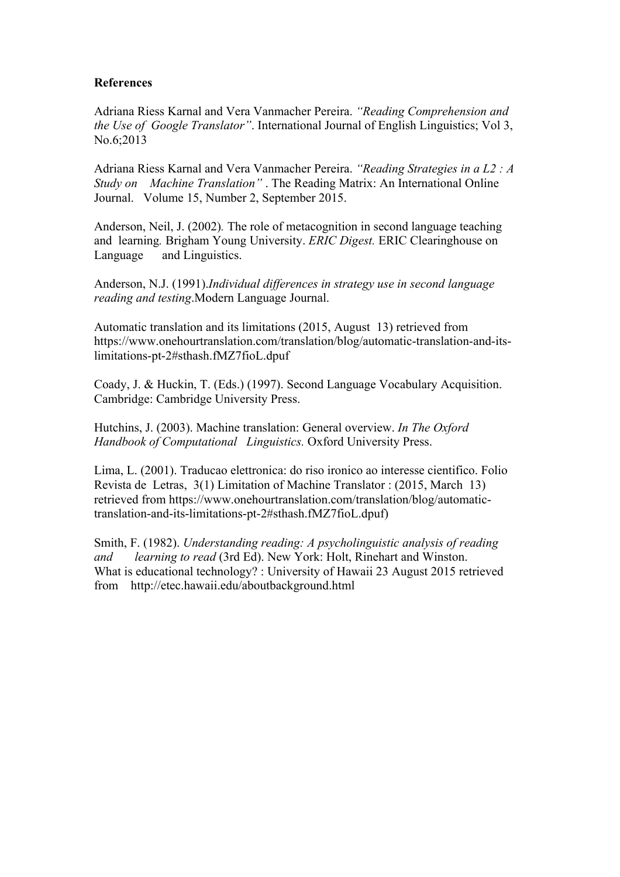**References**

Adriana Riess Karnal and Vera Vanmacher Pereira. *"Reading Comprehension and the Use of Google Translator"*. International Journal of English Linguistics; Vol 3, No.6;2013

Adriana Riess Karnal and Vera Vanmacher Pereira. *"Reading Strategies in a L2 : A Study on Machine Translation"* . The Reading Matrix: An International Online Journal. Volume 15, Number 2, September 2015.

Anderson, Neil, J. (2002). The role of metacognition in second language teaching and learning. Brigham Young University. *ERIC Digest.* ERIC Clearinghouse on Language and Linguistics.

Anderson, N.J. (1991).*Individual differences in strategy use in second language reading and testing*.Modern Language Journal.

Automatic translation and its limitations (2015, August 13) retrieved from https://www.onehourtranslation.com/translation/blog/automatic-translation-and-its-limitations-pt-2#sthash.fMZ7fioL.dpuf

Coady, J. & Huckin, T. (Eds.) (1997). Second Language Vocabulary Acquisition. Cambridge: Cambridge University Press.

Hutchins, J. (2003). Machine translation: General overview. *In The Oxford Handbook of Computational Linguistics.* Oxford University Press.

Lima, L. (2001). Traducao elettronica: do riso ironico ao interesse cientifico. Folio Revista de Letras, 3(1) Limitation of Machine Translator : (2015, March 13) retrieved from https://www.onehourtranslation.com/translation/blog/automatic-translation-and-its-limitations-pt-2#sthash.fMZ7fioL.dpuf)

Smith, F. (1982). *Understanding reading: A psycholinguistic analysis of reading and learning to read* (3rd Ed). New York: Holt, Rinehart and Winston.
What is educational technology? : University of Hawaii 23 August 2015 retrieved from http://etec.hawaii.edu/aboutbackground.html